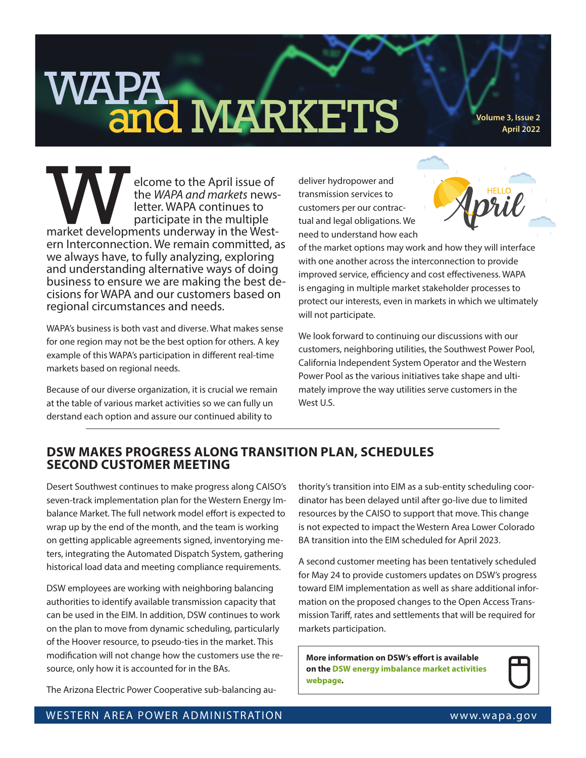# WAPA and MARKETS

Volume 3, Issue 2
April 2022

Welcome to the April issue of the *WAPA and markets* newsletter. WAPA continues to participate in the multiple market developments underway in the Western Interconnection. We remain committed, as we always have, to fully analyzing, exploring and understanding alternative ways of doing business to ensure we are making the best decisions for WAPA and our customers based on regional circumstances and needs.

WAPA's business is both vast and diverse. What makes sense for one region may not be the best option for others. A key example of this WAPA's participation in different real-time markets based on regional needs.

Because of our diverse organization, it is crucial we remain at the table of various market activities so we can fully understand each option and assure our continued ability to deliver hydropower and transmission services to customers per our contractual and legal obligations. We need to understand how each of the market options may work and how they will interface with one another across the interconnection to provide improved service, efficiency and cost effectiveness. WAPA is engaging in multiple market stakeholder processes to protect our interests, even in markets in which we ultimately will not participate.

We look forward to continuing our discussions with our customers, neighboring utilities, the Southwest Power Pool, California Independent System Operator and the Western Power Pool as the various initiatives take shape and ultimately improve the way utilities serve customers in the West U.S.

## DSW MAKES PROGRESS ALONG TRANSITION PLAN, SCHEDULES SECOND CUSTOMER MEETING

Desert Southwest continues to make progress along CAISO's seven-track implementation plan for the Western Energy Imbalance Market. The full network model effort is expected to wrap up by the end of the month, and the team is working on getting applicable agreements signed, inventorying meters, integrating the Automated Dispatch System, gathering historical load data and meeting compliance requirements.

DSW employees are working with neighboring balancing authorities to identify available transmission capacity that can be used in the EIM. In addition, DSW continues to work on the plan to move from dynamic scheduling, particularly of the Hoover resource, to pseudo-ties in the market. This modification will not change how the customers use the resource, only how it is accounted for in the BAs.

The Arizona Electric Power Cooperative sub-balancing authority's transition into EIM as a sub-entity scheduling coordinator has been delayed until after go-live due to limited resources by the CAISO to support that move. This change is not expected to impact the Western Area Lower Colorado BA transition into the EIM scheduled for April 2023.

A second customer meeting has been tentatively scheduled for May 24 to provide customers updates on DSW's progress toward EIM implementation as well as share additional information on the proposed changes to the Open Access Transmission Tariff, rates and settlements that will be required for markets participation.

**More information on DSW's effort is available on the DSW energy imbalance market activities webpage.**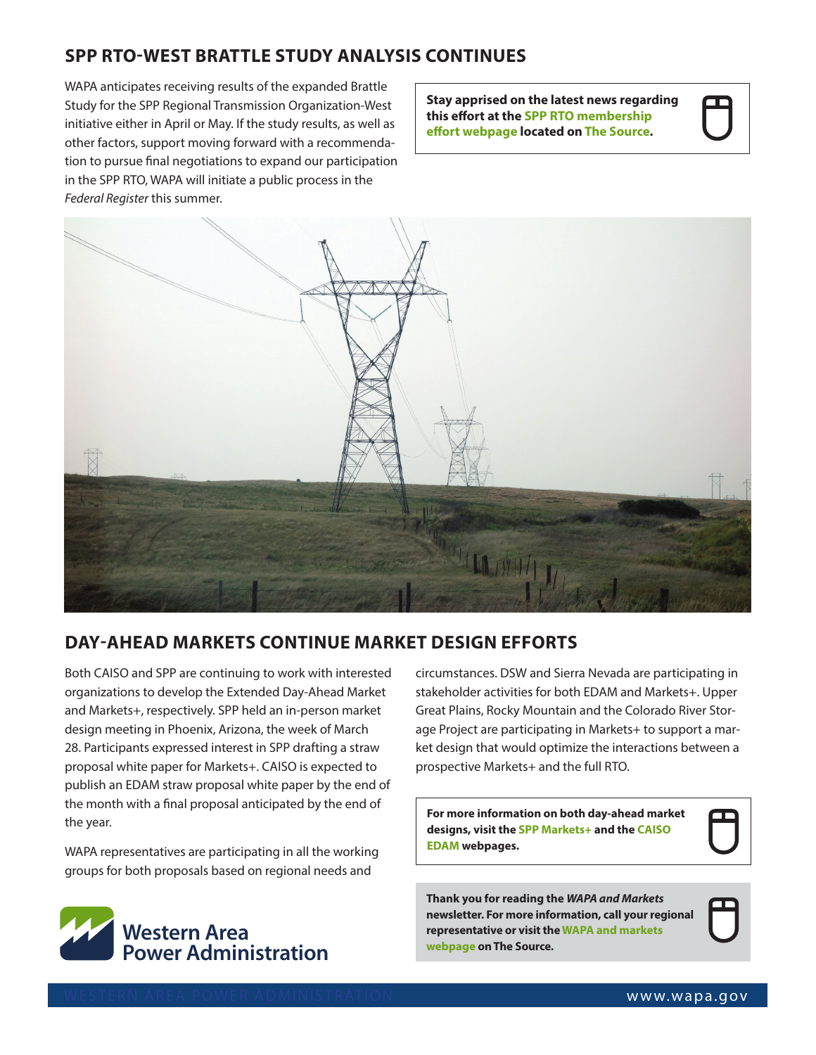## SPP RTO-WEST BRATTLE STUDY ANALYSIS CONTINUES

WAPA anticipates receiving results of the expanded Brattle Study for the SPP Regional Transmission Organization-West initiative either in April or May. If the study results, as well as other factors, support moving forward with a recommendation to pursue final negotiations to expand our participation in the SPP RTO, WAPA will initiate a public process in the *Federal Register* this summer.

**Stay apprised on the latest news regarding this effort at the SPP RTO membership effort webpage located on The Source.**

## DAY-AHEAD MARKETS CONTINUE MARKET DESIGN EFFORTS

Both CAISO and SPP are continuing to work with interested organizations to develop the Extended Day-Ahead Market and Markets+, respectively. SPP held an in-person market design meeting in Phoenix, Arizona, the week of March 28. Participants expressed interest in SPP drafting a straw proposal white paper for Markets+. CAISO is expected to publish an EDAM straw proposal white paper by the end of the month with a final proposal anticipated by the end of the year.

WAPA representatives are participating in all the working groups for both proposals based on regional needs and circumstances. DSW and Sierra Nevada are participating in stakeholder activities for both EDAM and Markets+. Upper Great Plains, Rocky Mountain and the Colorado River Storage Project are participating in Markets+ to support a market design that would optimize the interactions between a prospective Markets+ and the full RTO.

**For more information on both day-ahead market designs, visit the SPP Markets+ and the CAISO EDAM webpages.**

**Thank you for reading the *WAPA and Markets* newsletter. For more information, call your regional representative or visit the WAPA and markets webpage on The Source.**

Western Area Power Administration